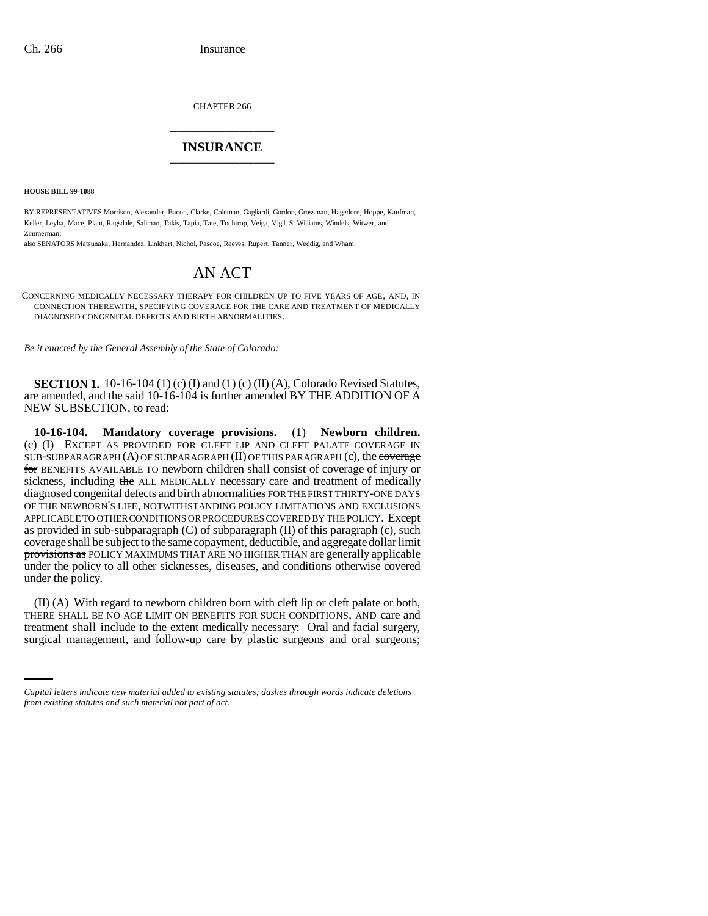CHAPTER 266

## INSURANCE

**HOUSE BILL 99-1088**

BY REPRESENTATIVES Morrison, Alexander, Bacon, Clarke, Coleman, Gagliardi, Gordon, Grossman, Hagedorn, Hoppe, Kaufman, Keller, Leyba, Mace, Plant, Ragsdale, Saliman, Takis, Tapia, Tate, Tochtrop, Veiga, Vigil, S. Williams, Windels, Witwer, and Zimmerman;
also SENATORS Matsunaka, Hernandez, Linkhart, Nichol, Pascoe, Reeves, Rupert, Tanner, Weddig, and Wham.

# AN ACT

CONCERNING MEDICALLY NECESSARY THERAPY FOR CHILDREN UP TO FIVE YEARS OF AGE, AND, IN CONNECTION THEREWITH, SPECIFYING COVERAGE FOR THE CARE AND TREATMENT OF MEDICALLY DIAGNOSED CONGENITAL DEFECTS AND BIRTH ABNORMALITIES.

*Be it enacted by the General Assembly of the State of Colorado:*

**SECTION 1.** 10-16-104 (1) (c) (I) and (1) (c) (II) (A), Colorado Revised Statutes, are amended, and the said 10-16-104 is further amended BY THE ADDITION OF A NEW SUBSECTION, to read:

**10-16-104. Mandatory coverage provisions.** (1) **Newborn children.** (c) (I) EXCEPT AS PROVIDED FOR CLEFT LIP AND CLEFT PALATE COVERAGE IN SUB-SUBPARAGRAPH (A) OF SUBPARAGRAPH (II) OF THIS PARAGRAPH (c), the ~~coverage for~~ BENEFITS AVAILABLE TO newborn children shall consist of coverage of injury or sickness, including ~~the~~ ALL MEDICALLY necessary care and treatment of medically diagnosed congenital defects and birth abnormalities FOR THE FIRST THIRTY-ONE DAYS OF THE NEWBORN'S LIFE, NOTWITHSTANDING POLICY LIMITATIONS AND EXCLUSIONS APPLICABLE TO OTHER CONDITIONS OR PROCEDURES COVERED BY THE POLICY. Except as provided in sub-subparagraph (C) of subparagraph (II) of this paragraph (c), such coverage shall be subject to ~~the same~~ copayment, deductible, and aggregate dollar ~~limit provisions as~~ POLICY MAXIMUMS THAT ARE NO HIGHER THAN are generally applicable under the policy to all other sicknesses, diseases, and conditions otherwise covered under the policy.

(II) (A) With regard to newborn children born with cleft lip or cleft palate or both, THERE SHALL BE NO AGE LIMIT ON BENEFITS FOR SUCH CONDITIONS, AND care and treatment shall include to the extent medically necessary: Oral and facial surgery, surgical management, and follow-up care by plastic surgeons and oral surgeons;

*Capital letters indicate new material added to existing statutes; dashes through words indicate deletions from existing statutes and such material not part of act.*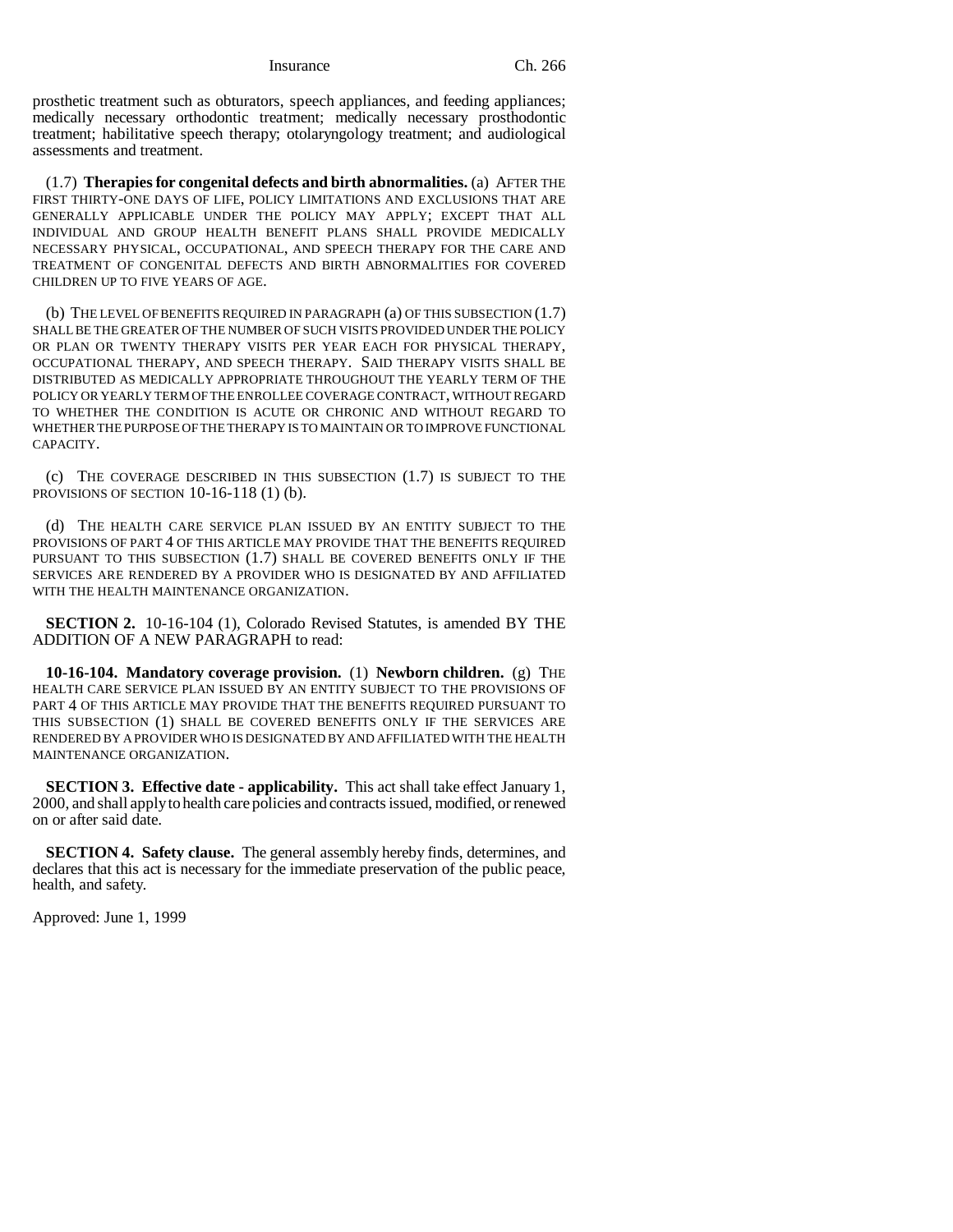prosthetic treatment such as obturators, speech appliances, and feeding appliances; medically necessary orthodontic treatment; medically necessary prosthodontic treatment; habilitative speech therapy; otolaryngology treatment; and audiological assessments and treatment.

(1.7) **Therapies for congenital defects and birth abnormalities.** (a) AFTER THE FIRST THIRTY-ONE DAYS OF LIFE, POLICY LIMITATIONS AND EXCLUSIONS THAT ARE GENERALLY APPLICABLE UNDER THE POLICY MAY APPLY; EXCEPT THAT ALL INDIVIDUAL AND GROUP HEALTH BENEFIT PLANS SHALL PROVIDE MEDICALLY NECESSARY PHYSICAL, OCCUPATIONAL, AND SPEECH THERAPY FOR THE CARE AND TREATMENT OF CONGENITAL DEFECTS AND BIRTH ABNORMALITIES FOR COVERED CHILDREN UP TO FIVE YEARS OF AGE.

(b) THE LEVEL OF BENEFITS REQUIRED IN PARAGRAPH (a) OF THIS SUBSECTION (1.7) SHALL BE THE GREATER OF THE NUMBER OF SUCH VISITS PROVIDED UNDER THE POLICY OR PLAN OR TWENTY THERAPY VISITS PER YEAR EACH FOR PHYSICAL THERAPY, OCCUPATIONAL THERAPY, AND SPEECH THERAPY. SAID THERAPY VISITS SHALL BE DISTRIBUTED AS MEDICALLY APPROPRIATE THROUGHOUT THE YEARLY TERM OF THE POLICY OR YEARLY TERM OF THE ENROLLEE COVERAGE CONTRACT, WITHOUT REGARD TO WHETHER THE CONDITION IS ACUTE OR CHRONIC AND WITHOUT REGARD TO WHETHER THE PURPOSE OF THE THERAPY IS TO MAINTAIN OR TO IMPROVE FUNCTIONAL CAPACITY.

(c) THE COVERAGE DESCRIBED IN THIS SUBSECTION (1.7) IS SUBJECT TO THE PROVISIONS OF SECTION 10-16-118 (1) (b).

(d) THE HEALTH CARE SERVICE PLAN ISSUED BY AN ENTITY SUBJECT TO THE PROVISIONS OF PART 4 OF THIS ARTICLE MAY PROVIDE THAT THE BENEFITS REQUIRED PURSUANT TO THIS SUBSECTION (1.7) SHALL BE COVERED BENEFITS ONLY IF THE SERVICES ARE RENDERED BY A PROVIDER WHO IS DESIGNATED BY AND AFFILIATED WITH THE HEALTH MAINTENANCE ORGANIZATION.

**SECTION 2.** 10-16-104 (1), Colorado Revised Statutes, is amended BY THE ADDITION OF A NEW PARAGRAPH to read:

**10-16-104. Mandatory coverage provision.** (1) **Newborn children.** (g) THE HEALTH CARE SERVICE PLAN ISSUED BY AN ENTITY SUBJECT TO THE PROVISIONS OF PART 4 OF THIS ARTICLE MAY PROVIDE THAT THE BENEFITS REQUIRED PURSUANT TO THIS SUBSECTION (1) SHALL BE COVERED BENEFITS ONLY IF THE SERVICES ARE RENDERED BY A PROVIDER WHO IS DESIGNATED BY AND AFFILIATED WITH THE HEALTH MAINTENANCE ORGANIZATION.

**SECTION 3. Effective date - applicability.** This act shall take effect January 1, 2000, and shall apply to health care policies and contracts issued, modified, or renewed on or after said date.

**SECTION 4. Safety clause.** The general assembly hereby finds, determines, and declares that this act is necessary for the immediate preservation of the public peace, health, and safety.

Approved: June 1, 1999